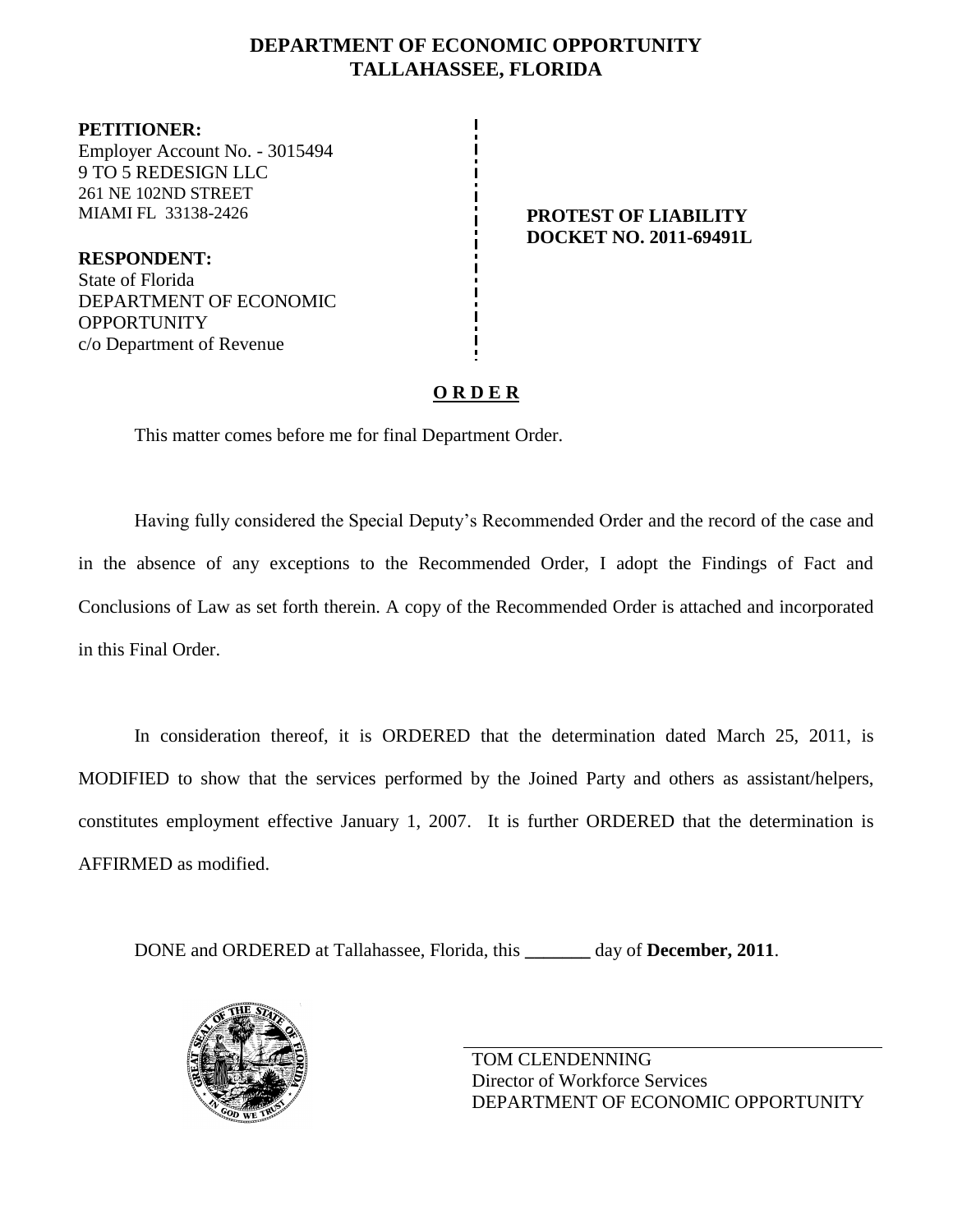# DEPARTMENT OF ECONOMIC OPPORTUNITY
# TALLAHASSEE, FLORIDA

**PETITIONER:**
Employer Account No. - 3015494
9 TO 5 REDESIGN LLC
261 NE 102ND STREET
MIAMI FL 33138-2426

**RESPONDENT:**
State of Florida
DEPARTMENT OF ECONOMIC OPPORTUNITY
c/o Department of Revenue

**PROTEST OF LIABILITY**
**DOCKET NO. 2011-69491L**

## O R D E R

This matter comes before me for final Department Order.

Having fully considered the Special Deputy's Recommended Order and the record of the case and in the absence of any exceptions to the Recommended Order, I adopt the Findings of Fact and Conclusions of Law as set forth therein. A copy of the Recommended Order is attached and incorporated in this Final Order.

In consideration thereof, it is ORDERED that the determination dated March 25, 2011, is MODIFIED to show that the services performed by the Joined Party and others as assistant/helpers, constitutes employment effective January 1, 2007. It is further ORDERED that the determination is AFFIRMED as modified.

DONE and ORDERED at Tallahassee, Florida, this _______ day of **December, 2011**.

TOM CLENDENNING
Director of Workforce Services
DEPARTMENT OF ECONOMIC OPPORTUNITY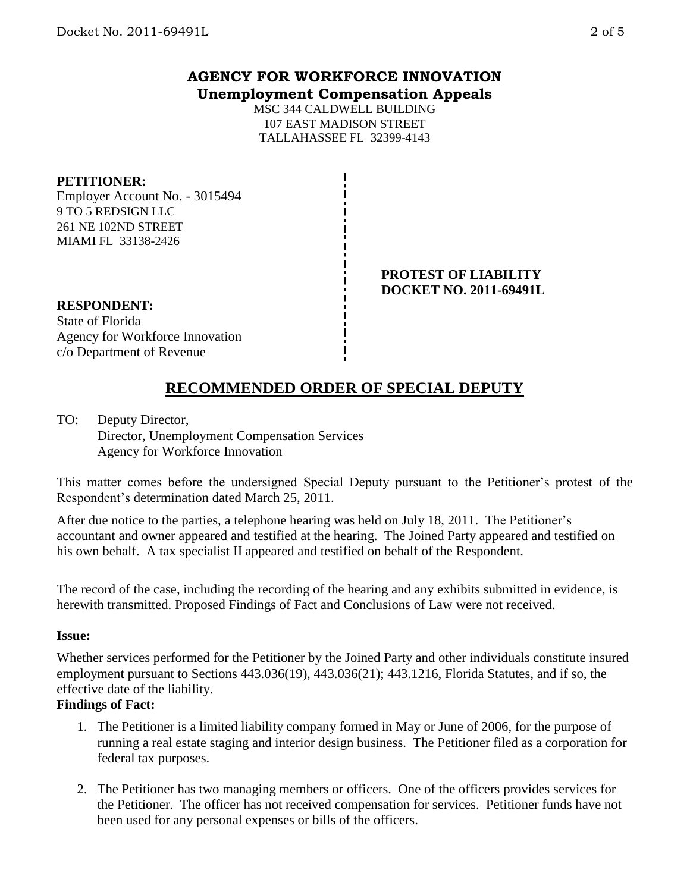**AGENCY FOR WORKFORCE INNOVATION**
**Unemployment Compensation Appeals**

MSC 344 CALDWELL BUILDING
107 EAST MADISON STREET
TALLAHASSEE FL 32399-4143

**PETITIONER:**
Employer Account No. - 3015494
9 TO 5 REDSIGN LLC
261 NE 102ND STREET
MIAMI FL 33138-2426

**PROTEST OF LIABILITY**
**DOCKET NO. 2011-69491L**

**RESPONDENT:**
State of Florida
Agency for Workforce Innovation
c/o Department of Revenue

# RECOMMENDED ORDER OF SPECIAL DEPUTY

TO: Deputy Director,
Director, Unemployment Compensation Services
Agency for Workforce Innovation

This matter comes before the undersigned Special Deputy pursuant to the Petitioner's protest of the Respondent's determination dated March 25, 2011.

After due notice to the parties, a telephone hearing was held on July 18, 2011. The Petitioner's accountant and owner appeared and testified at the hearing. The Joined Party appeared and testified on his own behalf. A tax specialist II appeared and testified on behalf of the Respondent.

The record of the case, including the recording of the hearing and any exhibits submitted in evidence, is herewith transmitted. Proposed Findings of Fact and Conclusions of Law were not received.

**Issue:**

Whether services performed for the Petitioner by the Joined Party and other individuals constitute insured employment pursuant to Sections 443.036(19), 443.036(21); 443.1216, Florida Statutes, and if so, the effective date of the liability.

**Findings of Fact:**

1. The Petitioner is a limited liability company formed in May or June of 2006, for the purpose of running a real estate staging and interior design business. The Petitioner filed as a corporation for federal tax purposes.

2. The Petitioner has two managing members or officers. One of the officers provides services for the Petitioner. The officer has not received compensation for services. Petitioner funds have not been used for any personal expenses or bills of the officers.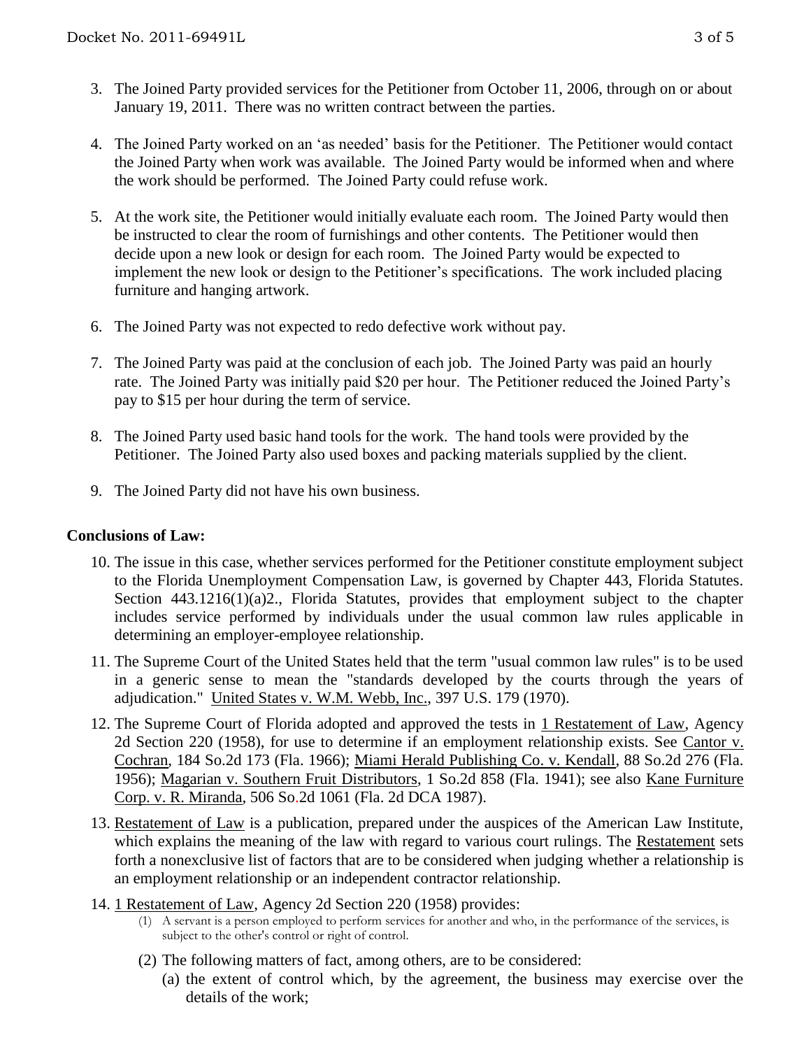3. The Joined Party provided services for the Petitioner from October 11, 2006, through on or about January 19, 2011. There was no written contract between the parties.

4. The Joined Party worked on an 'as needed' basis for the Petitioner. The Petitioner would contact the Joined Party when work was available. The Joined Party would be informed when and where the work should be performed. The Joined Party could refuse work.

5. At the work site, the Petitioner would initially evaluate each room. The Joined Party would then be instructed to clear the room of furnishings and other contents. The Petitioner would then decide upon a new look or design for each room. The Joined Party would be expected to implement the new look or design to the Petitioner's specifications. The work included placing furniture and hanging artwork.

6. The Joined Party was not expected to redo defective work without pay.

7. The Joined Party was paid at the conclusion of each job. The Joined Party was paid an hourly rate. The Joined Party was initially paid $20 per hour. The Petitioner reduced the Joined Party's pay to $15 per hour during the term of service.

8. The Joined Party used basic hand tools for the work. The hand tools were provided by the Petitioner. The Joined Party also used boxes and packing materials supplied by the client.

9. The Joined Party did not have his own business.

**Conclusions of Law:**

10. The issue in this case, whether services performed for the Petitioner constitute employment subject to the Florida Unemployment Compensation Law, is governed by Chapter 443, Florida Statutes. Section 443.1216(1)(a)2., Florida Statutes, provides that employment subject to the chapter includes service performed by individuals under the usual common law rules applicable in determining an employer-employee relationship.

11. The Supreme Court of the United States held that the term "usual common law rules" is to be used in a generic sense to mean the "standards developed by the courts through the years of adjudication." United States v. W.M. Webb, Inc., 397 U.S. 179 (1970).

12. The Supreme Court of Florida adopted and approved the tests in 1 Restatement of Law, Agency 2d Section 220 (1958), for use to determine if an employment relationship exists. See Cantor v. Cochran, 184 So.2d 173 (Fla. 1966); Miami Herald Publishing Co. v. Kendall, 88 So.2d 276 (Fla. 1956); Magarian v. Southern Fruit Distributors, 1 So.2d 858 (Fla. 1941); see also Kane Furniture Corp. v. R. Miranda, 506 So.2d 1061 (Fla. 2d DCA 1987).

13. Restatement of Law is a publication, prepared under the auspices of the American Law Institute, which explains the meaning of the law with regard to various court rulings. The Restatement sets forth a nonexclusive list of factors that are to be considered when judging whether a relationship is an employment relationship or an independent contractor relationship.

14. 1 Restatement of Law, Agency 2d Section 220 (1958) provides:
    (1) A servant is a person employed to perform services for another and who, in the performance of the services, is subject to the other's control or right of control.

    (2) The following matters of fact, among others, are to be considered:
        (a) the extent of control which, by the agreement, the business may exercise over the details of the work;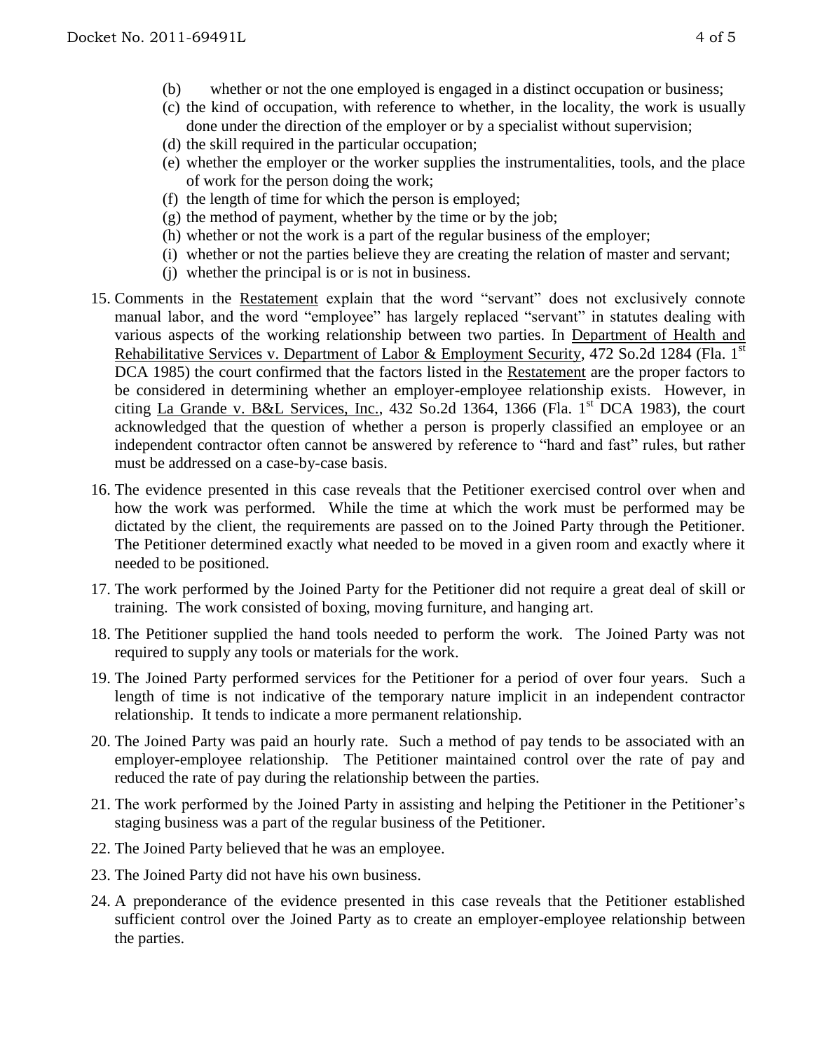(b) whether or not the one employed is engaged in a distinct occupation or business;
(c) the kind of occupation, with reference to whether, in the locality, the work is usually done under the direction of the employer or by a specialist without supervision;
(d) the skill required in the particular occupation;
(e) whether the employer or the worker supplies the instrumentalities, tools, and the place of work for the person doing the work;
(f) the length of time for which the person is employed;
(g) the method of payment, whether by the time or by the job;
(h) whether or not the work is a part of the regular business of the employer;
(i) whether or not the parties believe they are creating the relation of master and servant;
(j) whether the principal is or is not in business.

15. Comments in the Restatement explain that the word "servant" does not exclusively connote manual labor, and the word "employee" has largely replaced "servant" in statutes dealing with various aspects of the working relationship between two parties. In Department of Health and Rehabilitative Services v. Department of Labor & Employment Security, 472 So.2d 1284 (Fla. 1st DCA 1985) the court confirmed that the factors listed in the Restatement are the proper factors to be considered in determining whether an employer-employee relationship exists. However, in citing La Grande v. B&L Services, Inc., 432 So.2d 1364, 1366 (Fla. 1st DCA 1983), the court acknowledged that the question of whether a person is properly classified an employee or an independent contractor often cannot be answered by reference to "hard and fast" rules, but rather must be addressed on a case-by-case basis.

16. The evidence presented in this case reveals that the Petitioner exercised control over when and how the work was performed. While the time at which the work must be performed may be dictated by the client, the requirements are passed on to the Joined Party through the Petitioner. The Petitioner determined exactly what needed to be moved in a given room and exactly where it needed to be positioned.

17. The work performed by the Joined Party for the Petitioner did not require a great deal of skill or training. The work consisted of boxing, moving furniture, and hanging art.

18. The Petitioner supplied the hand tools needed to perform the work. The Joined Party was not required to supply any tools or materials for the work.

19. The Joined Party performed services for the Petitioner for a period of over four years. Such a length of time is not indicative of the temporary nature implicit in an independent contractor relationship. It tends to indicate a more permanent relationship.

20. The Joined Party was paid an hourly rate. Such a method of pay tends to be associated with an employer-employee relationship. The Petitioner maintained control over the rate of pay and reduced the rate of pay during the relationship between the parties.

21. The work performed by the Joined Party in assisting and helping the Petitioner in the Petitioner's staging business was a part of the regular business of the Petitioner.

22. The Joined Party believed that he was an employee.

23. The Joined Party did not have his own business.

24. A preponderance of the evidence presented in this case reveals that the Petitioner established sufficient control over the Joined Party as to create an employer-employee relationship between the parties.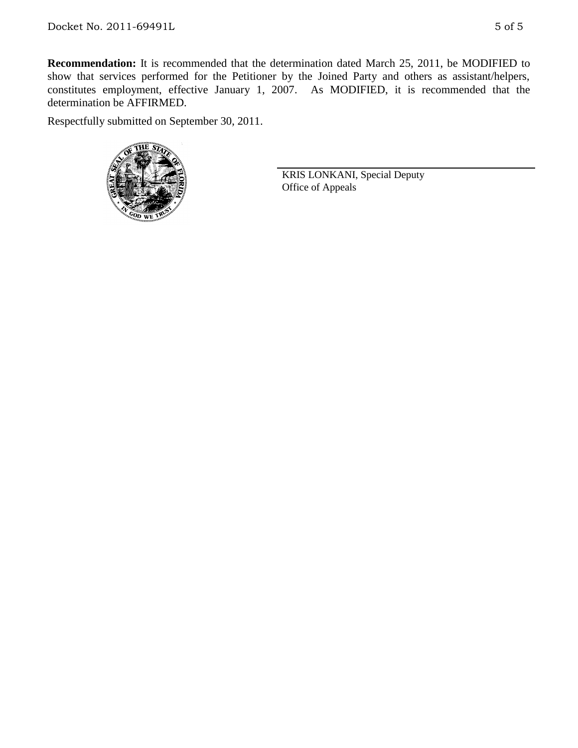**Recommendation:** It is recommended that the determination dated March 25, 2011, be MODIFIED to show that services performed for the Petitioner by the Joined Party and others as assistant/helpers, constitutes employment, effective January 1, 2007. As MODIFIED, it is recommended that the determination be AFFIRMED.

Respectfully submitted on September 30, 2011.

KRIS LONKANI, Special Deputy
Office of Appeals